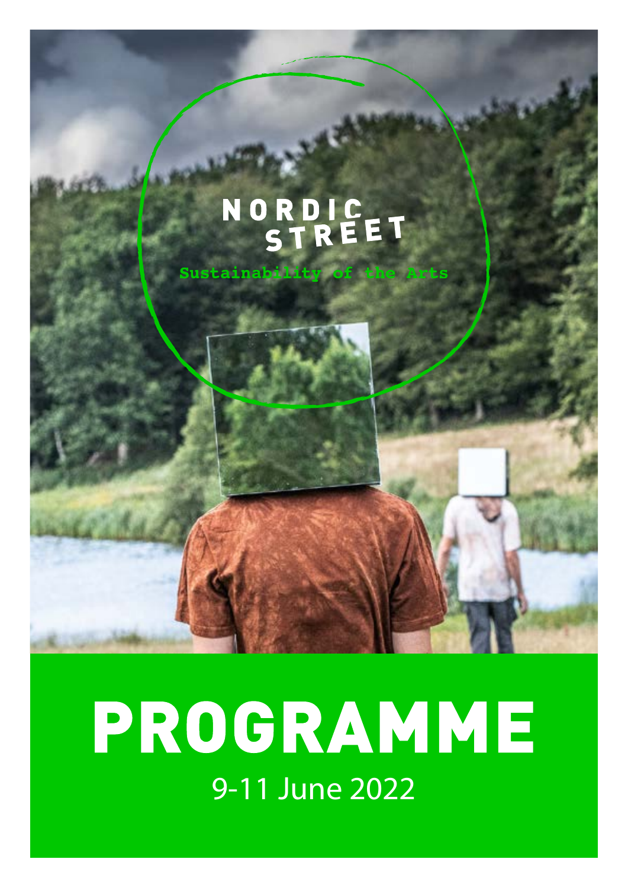NORDIC STREET

Sustainability of the Arts

# PROGRAMME

9-11 June 2022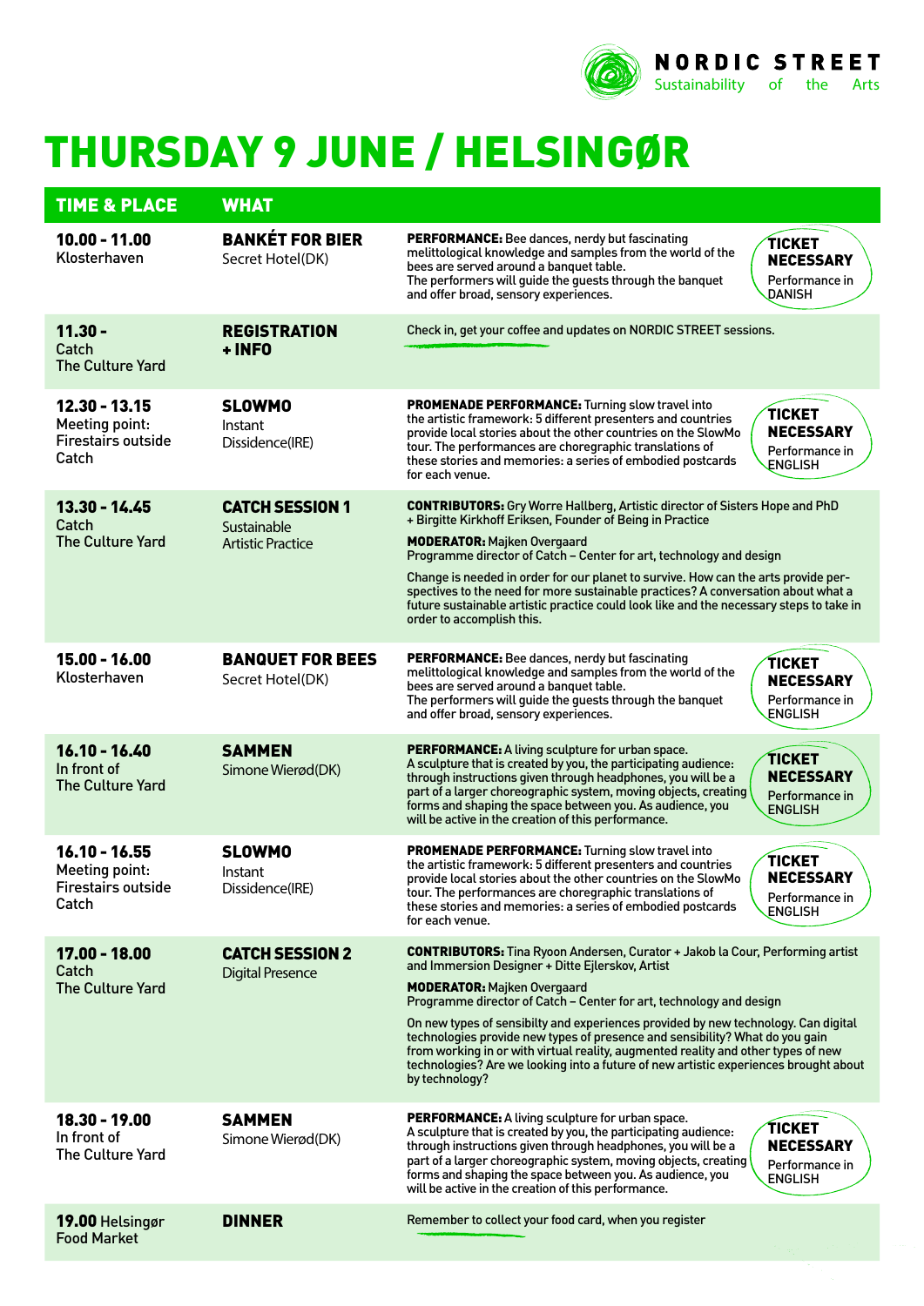**NORDIC STREET**
Sustainability of the Arts

# THURSDAY 9 JUNE / HELSINGØR

| TIME & PLACE | WHAT | |
|---|---|---|
| **10.00 - 11.00** Klosterhaven | **BANKÉT FOR BIER** Secret Hotel(DK) | **PERFORMANCE:** Bee dances, nerdy but fascinating melittological knowledge and samples from the world of the bees are served around a banquet table. The performers will guide the guests through the banquet and offer broad, sensory experiences. **TICKET NECESSARY** Performance in DANISH |
| **11.30 -** Catch The Culture Yard | **REGISTRATION + INFO** | Check in, get your coffee and updates on NORDIC STREET sessions. |
| **12.30 - 13.15** Meeting point: Firestairs outside Catch | **SLOWMO** Instant Dissidence(IRE) | **PROMENADE PERFORMANCE:** Turning slow travel into the artistic framework: 5 different presenters and countries provide local stories about the other countries on the SlowMo tour. The performances are choregraphic translations of these stories and memories: a series of embodied postcards for each venue. **TICKET NECESSARY** Performance in ENGLISH |
| **13.30 - 14.45** Catch The Culture Yard | **CATCH SESSION 1** Sustainable Artistic Practice | **CONTRIBUTORS:** Gry Worre Hallberg, Artistic director of Sisters Hope and PhD + Birgitte Kirkhoff Eriksen, Founder of Being in Practice<br><br>**MODERATOR:** Majken Overgaard Programme director of Catch – Center for art, technology and design<br><br>Change is needed in order for our planet to survive. How can the arts provide perspectives to the need for more sustainable practices? A conversation about what a future sustainable artistic practice could look like and the necessary steps to take in order to accomplish this. |
| **15.00 - 16.00** Klosterhaven | **BANQUET FOR BEES** Secret Hotel(DK) | **PERFORMANCE:** Bee dances, nerdy but fascinating melittological knowledge and samples from the world of the bees are served around a banquet table. The performers will guide the guests through the banquet and offer broad, sensory experiences. **TICKET NECESSARY** Performance in ENGLISH |
| **16.10 - 16.40** In front of The Culture Yard | **SAMMEN** Simone Wierød(DK) | **PERFORMANCE:** A living sculpture for urban space. A sculpture that is created by you, the participating audience: through instructions given through headphones, you will be a part of a larger choreographic system, moving objects, creating forms and shaping the space between you. As audience, you will be active in the creation of this performance. **TICKET NECESSARY** Performance in ENGLISH |
| **16.10 - 16.55** Meeting point: Firestairs outside Catch | **SLOWMO** Instant Dissidence(IRE) | **PROMENADE PERFORMANCE:** Turning slow travel into the artistic framework: 5 different presenters and countries provide local stories about the other countries on the SlowMo tour. The performances are choregraphic translations of these stories and memories: a series of embodied postcards for each venue. **TICKET NECESSARY** Performance in ENGLISH |
| **17.00 - 18.00** Catch The Culture Yard | **CATCH SESSION 2** Digital Presence | **CONTRIBUTORS:** Tina Ryoon Andersen, Curator + Jakob la Cour, Performing artist and Immersion Designer + Ditte Ejlerskov, Artist<br><br>**MODERATOR:** Majken Overgaard Programme director of Catch – Center for art, technology and design<br><br>On new types of sensibilty and experiences provided by new technology. Can digital technologies provide new types of presence and sensibility? What do you gain from working in or with virtual reality, augmented reality and other types of new technologies? Are we looking into a future of new artistic experiences brought about by technology? |
| **18.30 - 19.00** In front of The Culture Yard | **SAMMEN** Simone Wierød(DK) | **PERFORMANCE:** A living sculpture for urban space. A sculpture that is created by you, the participating audience: through instructions given through headphones, you will be a part of a larger choreographic system, moving objects, creating forms and shaping the space between you. As audience, you will be active in the creation of this performance. **TICKET NECESSARY** Performance in ENGLISH |
| **19.00** Helsingør Food Market | **DINNER** | Remember to collect your food card, when you register |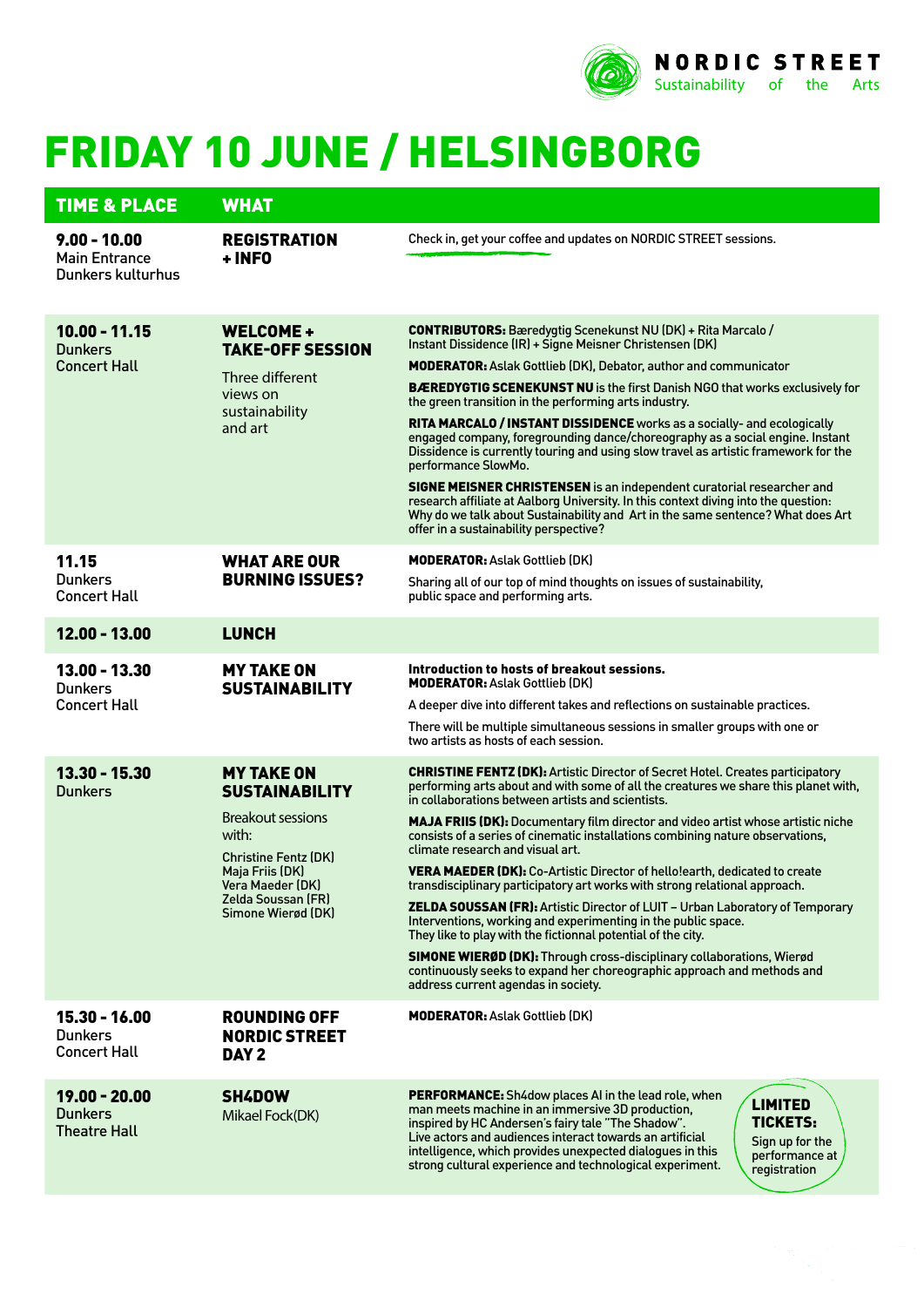**NORDIC STREET**
Sustainability of the Arts

# FRIDAY 10 JUNE / HELSINGBORG

| TIME & PLACE | WHAT | |
|---|---|---|
| **9.00 - 10.00** Main Entrance Dunkers kulturhus | **REGISTRATION + INFO** | Check in, get your coffee and updates on NORDIC STREET sessions. |
| **10.00 - 11.15** Dunkers Concert Hall | **WELCOME + TAKE-OFF SESSION** Three different views on sustainability and art | **CONTRIBUTORS:** Bæredygtig Scenekunst NU (DK) + Rita Marcalo / Instant Dissidence (IR) + Signe Meisner Christensen (DK) **MODERATOR:** Aslak Gottlieb (DK), Debator, author and communicator **BÆREDYGTIG SCENEKUNST NU** is the first Danish NGO that works exclusively for the green transition in the performing arts industry. **RITA MARCALO / INSTANT DISSIDENCE** works as a socially- and ecologically engaged company, foregrounding dance/choreography as a social engine. Instant Dissidence is currently touring and using slow travel as artistic framework for the performance SlowMo. **SIGNE MEISNER CHRISTENSEN** is an independent curatorial researcher and research affiliate at Aalborg University. In this context diving into the question: Why do we talk about Sustainability and Art in the same sentence? What does Art offer in a sustainability perspective? |
| **11.15** Dunkers Concert Hall | **WHAT ARE OUR BURNING ISSUES?** | **MODERATOR:** Aslak Gottlieb (DK) Sharing all of our top of mind thoughts on issues of sustainability, public space and performing arts. |
| **12.00 - 13.00** | **LUNCH** | |
| **13.00 - 13.30** Dunkers Concert Hall | **MY TAKE ON SUSTAINABILITY** | **Introduction to hosts of breakout sessions.** **MODERATOR:** Aslak Gottlieb (DK) A deeper dive into different takes and reflections on sustainable practices. There will be multiple simultaneous sessions in smaller groups with one or two artists as hosts of each session. |
| **13.30 - 15.30** Dunkers | **MY TAKE ON SUSTAINABILITY** Breakout sessions with: Christine Fentz (DK) Maja Friis (DK) Vera Maeder (DK) Zelda Soussan (FR) Simone Wierød (DK) | **CHRISTINE FENTZ (DK):** Artistic Director of Secret Hotel. Creates participatory performing arts about and with some of all the creatures we share this planet with, in collaborations between artists and scientists. **MAJA FRIIS (DK):** Documentary film director and video artist whose artistic niche consists of a series of cinematic installations combining nature observations, climate research and visual art. **VERA MAEDER (DK):** Co-Artistic Director of hello!earth, dedicated to create transdisciplinary participatory art works with strong relational approach. **ZELDA SOUSSAN (FR):** Artistic Director of LUIT – Urban Laboratory of Temporary Interventions, working and experimenting in the public space. They like to play with the fictionnal potential of the city. **SIMONE WIERØD (DK):** Through cross-disciplinary collaborations, Wierød continuously seeks to expand her choreographic approach and methods and address current agendas in society. |
| **15.30 - 16.00** Dunkers Concert Hall | **ROUNDING OFF NORDIC STREET DAY 2** | **MODERATOR:** Aslak Gottlieb (DK) |
| **19.00 - 20.00** Dunkers Theatre Hall | **SH4DOW** Mikael Fock(DK) | **PERFORMANCE:** Sh4dow places AI in the lead role, when man meets machine in an immersive 3D production, inspired by HC Andersen's fairy tale "The Shadow". Live actors and audiences interact towards an artificial intelligence, which provides unexpected dialogues in this strong cultural experience and technological experiment. **LIMITED TICKETS:** Sign up for the performance at registration |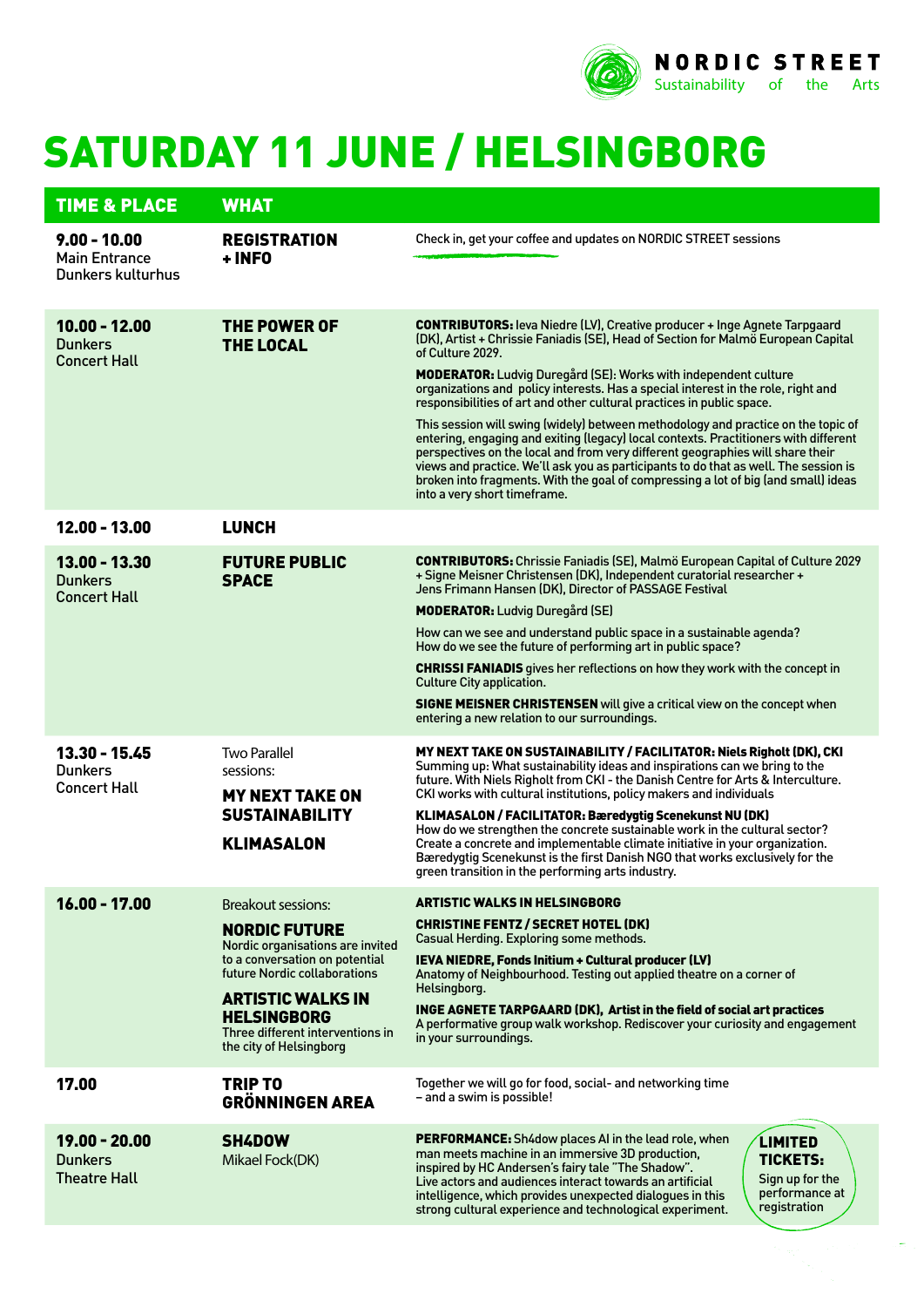NORDIC STREET
Sustainability of the Arts

# SATURDAY 11 JUNE / HELSINGBORG

| TIME & PLACE | WHAT | |
|---|---|---|
| **9.00 - 10.00** Main Entrance Dunkers kulturhus | **REGISTRATION + INFO** | Check in, get your coffee and updates on NORDIC STREET sessions |
| **10.00 - 12.00** Dunkers Concert Hall | **THE POWER OF THE LOCAL** | **CONTRIBUTORS:** Ieva Niedre (LV), Creative producer + Inge Agnete Tarpgaard (DK), Artist + Chrissie Faniadis (SE), Head of Section for Malmö European Capital of Culture 2029. **MODERATOR:** Ludvig Duregård (SE): Works with independent culture organizations and policy interests. Has a special interest in the role, right and responsibilities of art and other cultural practices in public space. This session will swing (widely) between methodology and practice on the topic of entering, engaging and exiting (legacy) local contexts. Practitioners with different perspectives on the local and from very different geographies will share their views and practice. We'll ask you as participants to do that as well. The session is broken into fragments. With the goal of compressing a lot of big (and small) ideas into a very short timeframe. |
| **12.00 - 13.00** | **LUNCH** | |
| **13.00 - 13.30** Dunkers Concert Hall | **FUTURE PUBLIC SPACE** | **CONTRIBUTORS:** Chrissie Faniadis (SE), Malmö European Capital of Culture 2029 + Signe Meisner Christensen (DK), Independent curatorial researcher + Jens Frimann Hansen (DK), Director of PASSAGE Festival **MODERATOR:** Ludvig Duregård (SE) How can we see and understand public space in a sustainable agenda? How do we see the future of performing art in public space? **CHRISSI FANIADIS** gives her reflections on how they work with the concept in Culture City application. **SIGNE MEISNER CHRISTENSEN** will give a critical view on the concept when entering a new relation to our surroundings. |
| **13.30 - 15.45** Dunkers Concert Hall | Two Parallel sessions: **MY NEXT TAKE ON SUSTAINABILITY** **KLIMASALON** | **MY NEXT TAKE ON SUSTAINABILITY / FACILITATOR: Niels Righolt (DK), CKI** Summing up: What sustainability ideas and inspirations can we bring to the future. With Niels Righolt from CKI - the Danish Centre for Arts & Interculture. CKI works with cultural institutions, policy makers and individuals **KLIMASALON / FACILITATOR: Bæredygtig Scenekunst NU (DK)** How do we strengthen the concrete sustainable work in the cultural sector? Create a concrete and implementable climate initiative in your organization. Bæredygtig Scenekunst is the first Danish NGO that works exclusively for the green transition in the performing arts industry. |
| **16.00 - 17.00** | Breakout sessions: **NORDIC FUTURE** Nordic organisations are invited to a conversation on potential future Nordic collaborations **ARTISTIC WALKS IN HELSINGBORG** Three different interventions in the city of Helsingborg | **ARTISTIC WALKS IN HELSINGBORG** **CHRISTINE FENTZ / SECRET HOTEL (DK)** Casual Herding. Exploring some methods. **IEVA NIEDRE, Fonds Initium + Cultural producer (LV)** Anatomy of Neighbourhood. Testing out applied theatre on a corner of Helsingborg. **INGE AGNETE TARPGAARD (DK), Artist in the field of social art practices** A performative group walk workshop. Rediscover your curiosity and engagement in your surroundings. |
| **17.00** | **TRIP TO GRÖNNINGEN AREA** | Together we will go for food, social- and networking time – and a swim is possible! |
| **19.00 - 20.00** Dunkers Theatre Hall | **SH4DOW** Mikael Fock(DK) | **PERFORMANCE:** Sh4dow places AI in the lead role, when man meets machine in an immersive 3D production, inspired by HC Andersen's fairy tale "The Shadow". Live actors and audiences interact towards an artificial intelligence, which provides unexpected dialogues in this strong cultural experience and technological experiment. **LIMITED TICKETS:** Sign up for the performance at registration |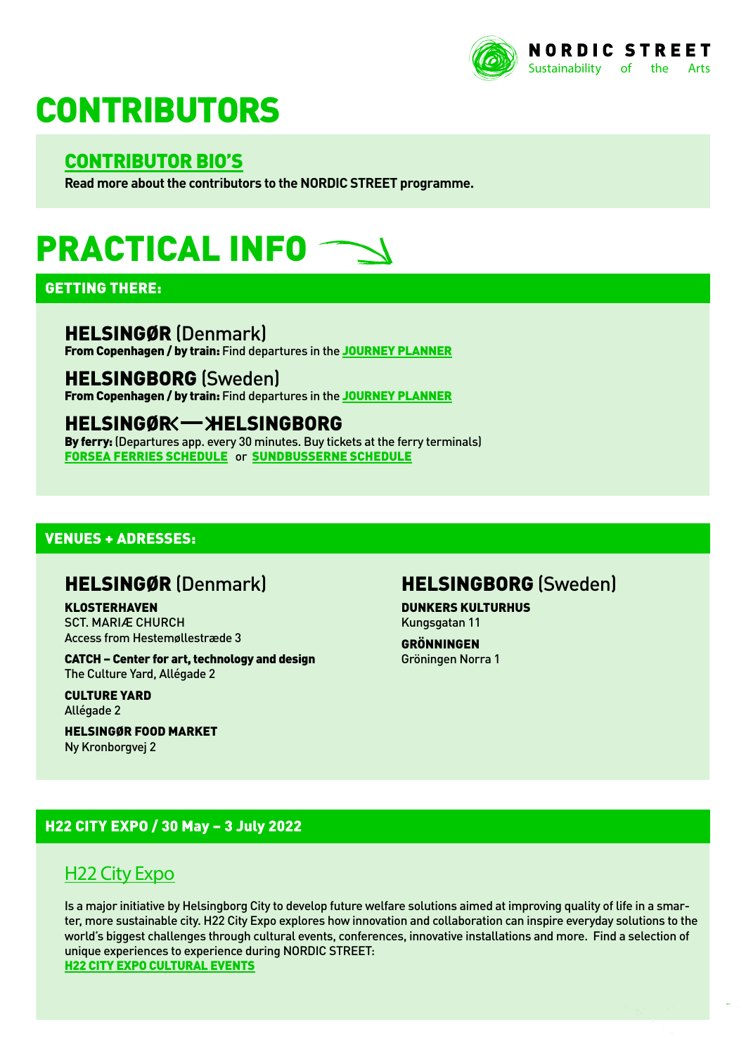# CONTRIBUTORS

## CONTRIBUTOR BIO'S

**Read more about the contributors to the NORDIC STREET programme.**

# PRACTICAL INFO

## GETTING THERE:

### HELSINGØR (Denmark)

**From Copenhagen / by train:** Find departures in the **JOURNEY PLANNER**

### HELSINGBORG (Sweden)

**From Copenhagen / by train:** Find departures in the **JOURNEY PLANNER**

### HELSINGØR ⟷ HELSINGBORG

**By ferry:** (Departures app. every 30 minutes. Buy tickets at the ferry terminals)
**FORSEA FERRIES SCHEDULE** or **SUNDBUSSERNE SCHEDULE**

## VENUES + ADRESSES:

### HELSINGØR (Denmark)

**KLOSTERHAVEN**
SCT. MARIÆ CHURCH
Access from Hestemøllestræde 3

**CATCH – Center for art, technology and design**
The Culture Yard, Allégade 2

**CULTURE YARD**
Allégade 2

**HELSINGØR FOOD MARKET**
Ny Kronborgvej 2

### HELSINGBORG (Sweden)

**DUNKERS KULTURHUS**
Kungsgatan 11

**GRÖNNINGEN**
Gröningen Norra 1

## H22 CITY EXPO / 30 May – 3 July 2022

### H22 City Expo

Is a major initiative by Helsingborg City to develop future welfare solutions aimed at improving quality of life in a smarter, more sustainable city. H22 City Expo explores how innovation and collaboration can inspire everyday solutions to the world's biggest challenges through cultural events, conferences, innovative installations and more. Find a selection of unique experiences to experience during NORDIC STREET:
**H22 CITY EXPO CULTURAL EVENTS**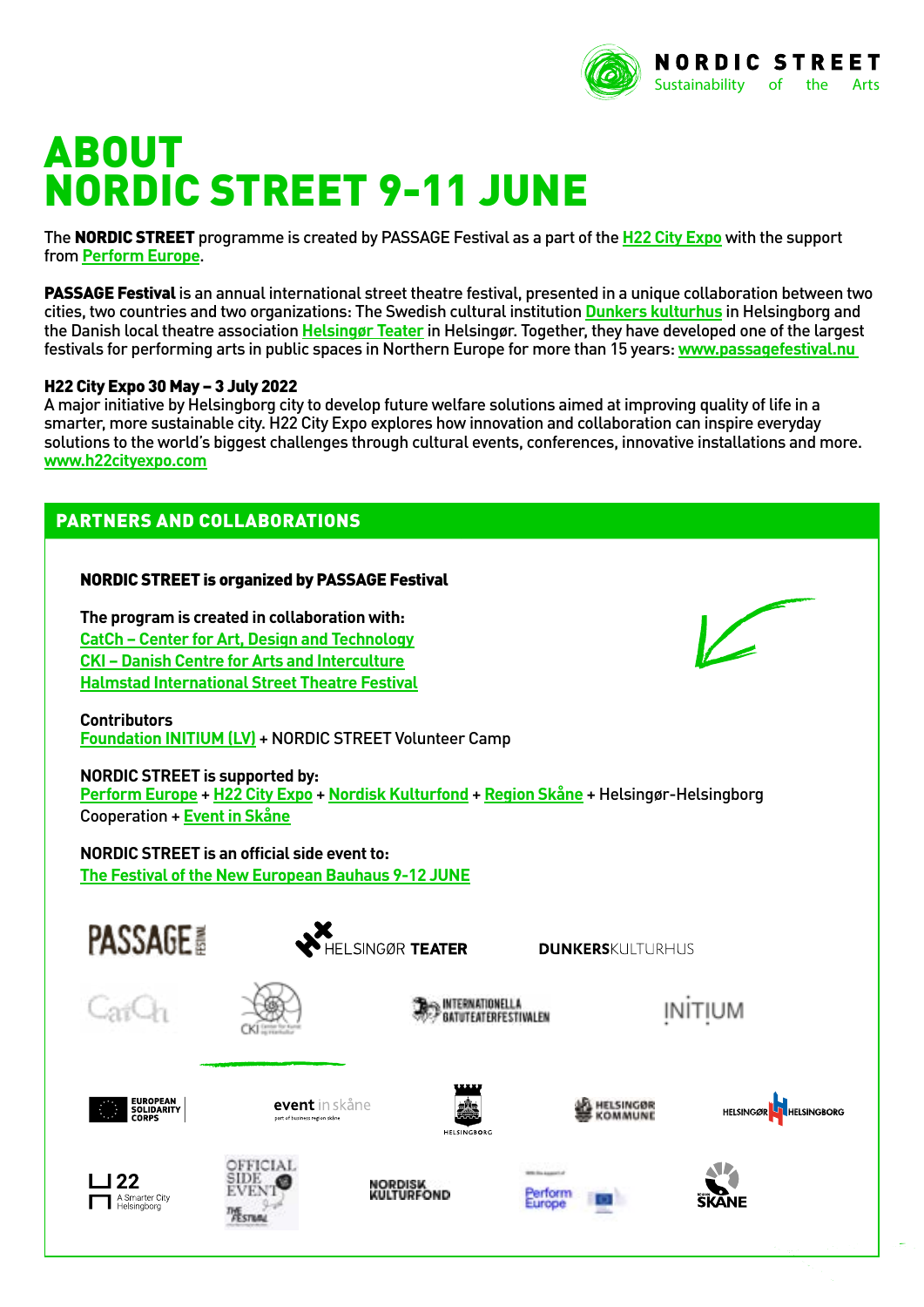# ABOUT NORDIC STREET 9-11 JUNE

The **NORDIC STREET** programme is created by PASSAGE Festival as a part of the H22 City Expo with the support from Perform Europe.

**PASSAGE Festival** is an annual international street theatre festival, presented in a unique collaboration between two cities, two countries and two organizations: The Swedish cultural institution Dunkers kulturhus in Helsingborg and the Danish local theatre association Helsingør Teater in Helsingør. Together, they have developed one of the largest festivals for performing arts in public spaces in Northern Europe for more than 15 years: www.passagefestival.nu

**H22 City Expo 30 May – 3 July 2022**
A major initiative by Helsingborg city to develop future welfare solutions aimed at improving quality of life in a smarter, more sustainable city. H22 City Expo explores how innovation and collaboration can inspire everyday solutions to the world's biggest challenges through cultural events, conferences, innovative installations and more.
www.h22cityexpo.com

## PARTNERS AND COLLABORATIONS

**NORDIC STREET is organized by PASSAGE Festival**

**The program is created in collaboration with:**
CatCh – Center for Art, Design and Technology
CKI – Danish Centre for Arts and Interculture
Halmstad International Street Theatre Festival

**Contributors**
Foundation INITIUM (LV) + NORDIC STREET Volunteer Camp

**NORDIC STREET is supported by:**
Perform Europe + H22 City Expo + Nordisk Kulturfond + Region Skåne + Helsingør-Helsingborg Cooperation + Event in Skåne

**NORDIC STREET is an official side event to:**
The Festival of the New European Bauhaus 9-12 JUNE